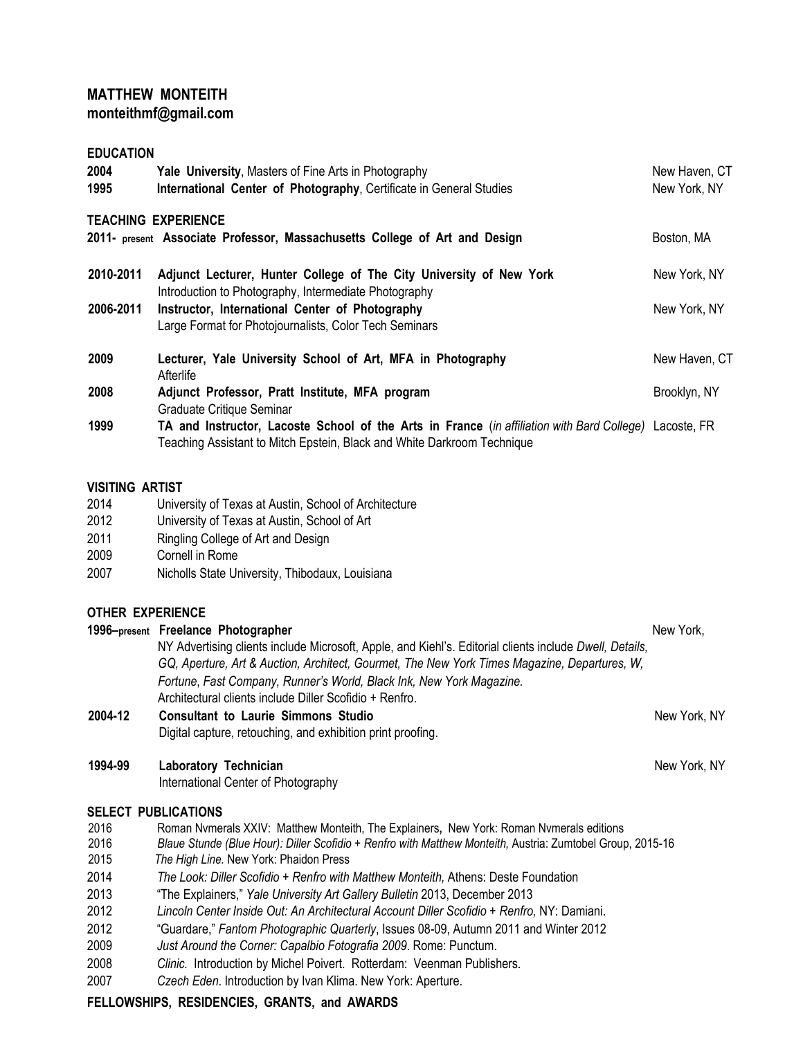# MATTHEW MONTEITH

**monteithmf@gmail.com**

## EDUCATION

**2004** **Yale University**, Masters of Fine Arts in Photography — New Haven, CT

**1995** **International Center of Photography**, Certificate in General Studies — New York, NY

## TEACHING EXPERIENCE

**2011- present** **Associate Professor, Massachusetts College of Art and Design** — Boston, MA

**2010-2011** **Adjunct Lecturer, Hunter College of The City University of New York** — New York, NY
Introduction to Photography, Intermediate Photography

**2006-2011** **Instructor, International Center of Photography** — New York, NY
Large Format for Photojournalists, Color Tech Seminars

**2009** **Lecturer, Yale University School of Art, MFA in Photography** — New Haven, CT
Afterlife

**2008** **Adjunct Professor, Pratt Institute, MFA program** — Brooklyn, NY
Graduate Critique Seminar

**1999** **TA and Instructor, Lacoste School of the Arts in France** (*in affiliation with Bard College*) — Lacoste, FR
Teaching Assistant to Mitch Epstein, Black and White Darkroom Technique

## VISITING ARTIST

2014 University of Texas at Austin, School of Architecture
2012 University of Texas at Austin, School of Art
2011 Ringling College of Art and Design
2009 Cornell in Rome
2007 Nicholls State University, Thibodaux, Louisiana

## OTHER EXPERIENCE

**1996–present** **Freelance Photographer** — New York, NY
Advertising clients include Microsoft, Apple, and Kiehl's. Editorial clients include *Dwell, Details, GQ, Aperture, Art & Auction, Architect, Gourmet, The New York Times Magazine, Departures, W, Fortune*, *Fast Company*, *Runner's World, Black Ink, New York Magazine.*
Architectural clients include Diller Scofidio + Renfro.

**2004-12** **Consultant to Laurie Simmons Studio** — New York, NY
Digital capture, retouching, and exhibition print proofing.

**1994-99** **Laboratory Technician** — New York, NY
International Center of Photography

## SELECT PUBLICATIONS

2016 Roman Nvmerals XXIV: Matthew Monteith, The Explainers**,** New York: Roman Nvmerals editions
2016 *Blaue Stunde (Blue Hour): Diller Scofidio + Renfro with Matthew Monteith,* Austria: Zumtobel Group, 2015-16
2015 *The High Line.* New York: Phaidon Press
2014 *The Look: Diller Scofidio + Renfro with Matthew Monteith,* Athens: Deste Foundation
2013 "The Explainers," *Yale University Art Gallery Bulletin* 2013, December 2013
2012 *Lincoln Center Inside Out: An Architectural Account Diller Scofidio + Renfro,* NY: Damiani.
2012 "Guardare," *Fantom Photographic Quarterly*, Issues 08-09, Autumn 2011 and Winter 2012
2009 *Just Around the Corner: Capalbio Fotografia 2009*. Rome: Punctum.
2008 *Clinic.* Introduction by Michel Poivert. Rotterdam: Veenman Publishers.
2007 *Czech Eden*. Introduction by Ivan Klima. New York: Aperture.

## FELLOWSHIPS, RESIDENCIES, GRANTS, and AWARDS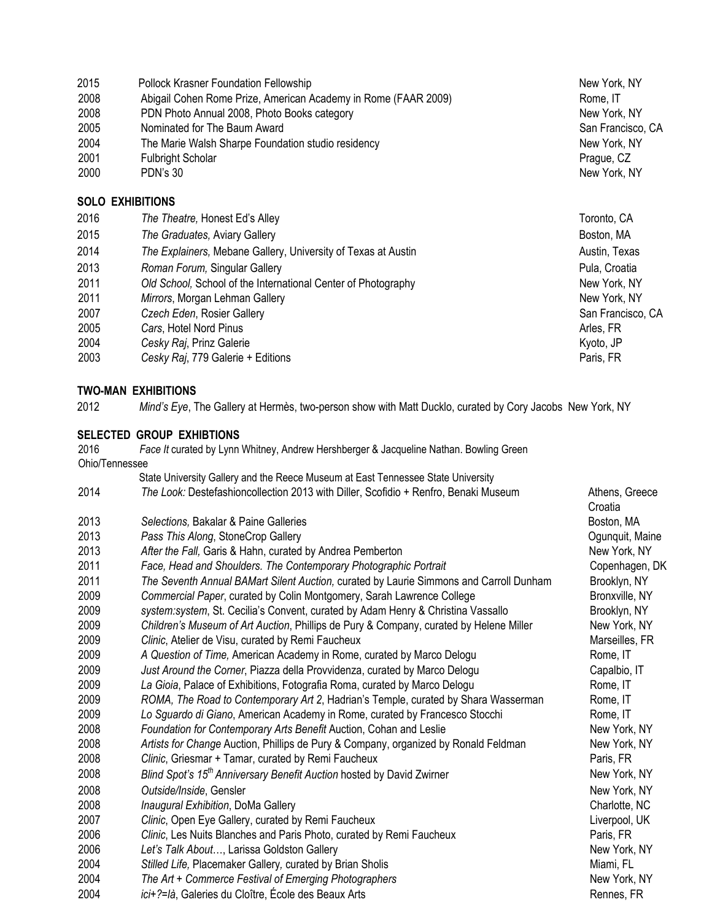| | | |
|---|---|---|
| 2015 | Pollock Krasner Foundation Fellowship | New York, NY |
| 2008 | Abigail Cohen Rome Prize, American Academy in Rome (FAAR 2009) | Rome, IT |
| 2008 | PDN Photo Annual 2008, Photo Books category | New York, NY |
| 2005 | Nominated for The Baum Award | San Francisco, CA |
| 2004 | The Marie Walsh Sharpe Foundation studio residency | New York, NY |
| 2001 | Fulbright Scholar | Prague, CZ |
| 2000 | PDN's 30 | New York, NY |

**SOLO EXHIBITIONS**

| | | |
|---|---|---|
| 2016 | *The Theatre,* Honest Ed's Alley | Toronto, CA |
| 2015 | *The Graduates,* Aviary Gallery | Boston, MA |
| 2014 | *The Explainers,* Mebane Gallery, University of Texas at Austin | Austin, Texas |
| 2013 | *Roman Forum,* Singular Gallery | Pula, Croatia |
| 2011 | *Old School,* School of the International Center of Photography | New York, NY |
| 2011 | *Mirrors*, Morgan Lehman Gallery | New York, NY |
| 2007 | *Czech Eden*, Rosier Gallery | San Francisco, CA |
| 2005 | *Cars*, Hotel Nord Pinus | Arles, FR |
| 2004 | *Cesky Raj*, Prinz Galerie | Kyoto, JP |
| 2003 | *Cesky Raj*, 779 Galerie + Editions | Paris, FR |

**TWO-MAN EXHIBITIONS**

| | | |
|---|---|---|
| 2012 | *Mind's Eye*, The Gallery at Hermès, two-person show with Matt Ducklo, curated by Cory Jacobs | New York, NY |

**SELECTED GROUP EXHBITIONS**

| | | |
|---|---|---|
| 2016 | *Face It* curated by Lynn Whitney, Andrew Hershberger & Jacqueline Nathan. Bowling Green State University Gallery and the Reece Museum at East Tennessee State University | Ohio/Tennessee |
| 2014 | *The Look:* Destefashioncollection 2013 with Diller, Scofidio + Renfro, Benaki Museum | Athens, Greece Croatia |
| 2013 | *Selections,* Bakalar & Paine Galleries | Boston, MA |
| 2013 | *Pass This Along*, StoneCrop Gallery | Ogunquit, Maine |
| 2013 | *After the Fall,* Garis & Hahn, curated by Andrea Pemberton | New York, NY |
| 2011 | *Face, Head and Shoulders. The Contemporary Photographic Portrait* | Copenhagen, DK |
| 2011 | *The Seventh Annual BAMart Silent Auction,* curated by Laurie Simmons and Carroll Dunham | Brooklyn, NY |
| 2009 | *Commercial Paper*, curated by Colin Montgomery, Sarah Lawrence College | Bronxville, NY |
| 2009 | *system:system*, St. Cecilia's Convent, curated by Adam Henry & Christina Vassallo | Brooklyn, NY |
| 2009 | *Children's Museum of Art Auction*, Phillips de Pury & Company, curated by Helene Miller | New York, NY |
| 2009 | *Clinic*, Atelier de Visu, curated by Remi Faucheux | Marseilles, FR |
| 2009 | *A Question of Time,* American Academy in Rome, curated by Marco Delogu | Rome, IT |
| 2009 | *Just Around the Corner*, Piazza della Provvidenza, curated by Marco Delogu | Capalbio, IT |
| 2009 | *La Gioia*, Palace of Exhibitions, Fotografia Roma, curated by Marco Delogu | Rome, IT |
| 2009 | *ROMA, The Road to Contemporary Art 2*, Hadrian's Temple, curated by Shara Wasserman | Rome, IT |
| 2009 | *Lo Sguardo di Giano*, American Academy in Rome, curated by Francesco Stocchi | Rome, IT |
| 2008 | *Foundation for Contemporary Arts Benefit* Auction, Cohan and Leslie | New York, NY |
| 2008 | *Artists for Change* Auction, Phillips de Pury & Company, organized by Ronald Feldman | New York, NY |
| 2008 | *Clinic*, Griesmar + Tamar, curated by Remi Faucheux | Paris, FR |
| 2008 | *Blind Spot's 15th Anniversary Benefit Auction* hosted by David Zwirner | New York, NY |
| 2008 | *Outside/Inside*, Gensler | New York, NY |
| 2008 | *Inaugural Exhibition*, DoMa Gallery | Charlotte, NC |
| 2007 | *Clinic*, Open Eye Gallery, curated by Remi Faucheux | Liverpool, UK |
| 2006 | *Clinic*, Les Nuits Blanches and Paris Photo, curated by Remi Faucheux | Paris, FR |
| 2006 | *Let's Talk About…*, Larissa Goldston Gallery | New York, NY |
| 2004 | *Stilled Life,* Placemaker Gallery*,* curated by Brian Sholis | Miami, FL |
| 2004 | *The Art + Commerce Festival of Emerging Photographers* | New York, NY |
| 2004 | *ici+?=là*, Galeries du Cloître, École des Beaux Arts | Rennes, FR |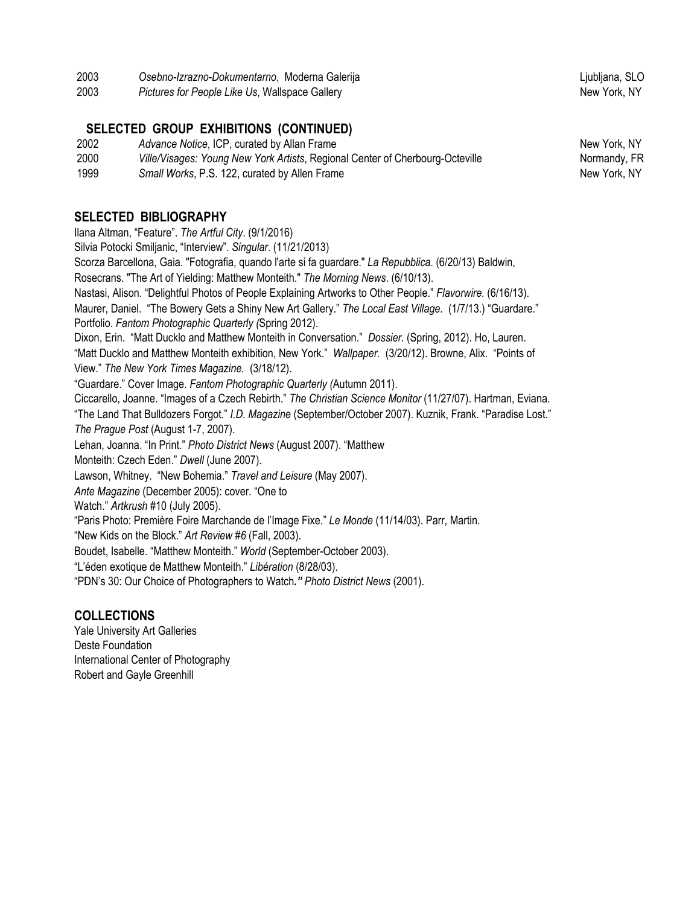| | | |
|---|---|---|
| 2003 | *Osebno-Izrazno-Dokumentarno*, Moderna Galerija | Ljubljana, SLO |
| 2003 | *Pictures for People Like Us*, Wallspace Gallery | New York, NY |

## SELECTED GROUP EXHIBITIONS (CONTINUED)

| | | |
|---|---|---|
| 2002 | *Advance Notice*, ICP, curated by Allan Frame | New York, NY |
| 2000 | *Ville/Visages: Young New York Artists*, Regional Center of Cherbourg-Octeville | Normandy, FR |
| 1999 | *Small Works*, P.S. 122, curated by Allen Frame | New York, NY |

## SELECTED BIBLIOGRAPHY

Ilana Altman, "Feature". *The Artful City*. (9/1/2016)
Silvia Potocki Smiljanic, "Interview". *Singular*. (11/21/2013)
Scorza Barcellona, Gaia. "Fotografia, quando l'arte si fa guardare." *La Repubblica*. (6/20/13) Baldwin, Rosecrans. "The Art of Yielding: Matthew Monteith." *The Morning News*. (6/10/13).
Nastasi, Alison. "Delightful Photos of People Explaining Artworks to Other People." *Flavorwire.* (6/16/13).
Maurer, Daniel. "The Bowery Gets a Shiny New Art Gallery." *The Local East Village*. (1/7/13.) "Guardare." Portfolio. *Fantom Photographic Quarterly (*Spring 2012).
Dixon, Erin. "Matt Ducklo and Matthew Monteith in Conversation." *Dossier*. (Spring, 2012). Ho, Lauren. "Matt Ducklo and Matthew Monteith exhibition, New York." *Wallpaper.* (3/20/12). Browne, Alix. "Points of View." *The New York Times Magazine.* (3/18/12).
"Guardare." Cover Image. *Fantom Photographic Quarterly (*Autumn 2011).
Ciccarello, Joanne. "Images of a Czech Rebirth." *The Christian Science Monitor* (11/27/07). Hartman, Eviana. "The Land That Bulldozers Forgot." *I.D. Magazine* (September/October 2007). Kuznik, Frank. "Paradise Lost." *The Prague Post* (August 1-7, 2007).
Lehan, Joanna. "In Print." *Photo District News* (August 2007). "Matthew Monteith: Czech Eden." *Dwell* (June 2007).
Lawson, Whitney. "New Bohemia." *Travel and Leisure* (May 2007).
*Ante Magazine* (December 2005): cover. "One to Watch." *Artkrush* #10 (July 2005).
"Paris Photo: Première Foire Marchande de l'Image Fixe." *Le Monde* (11/14/03). Parr, Martin. "New Kids on the Block." *Art Review #6* (Fall, 2003).
Boudet, Isabelle. "Matthew Monteith." *World* (September-October 2003).
"L'éden exotique de Matthew Monteith." *Libération* (8/28/03).
"PDN's 30: Our Choice of Photographers to Watch*." Photo District News* (2001).

## COLLECTIONS

Yale University Art Galleries
Deste Foundation
International Center of Photography
Robert and Gayle Greenhill